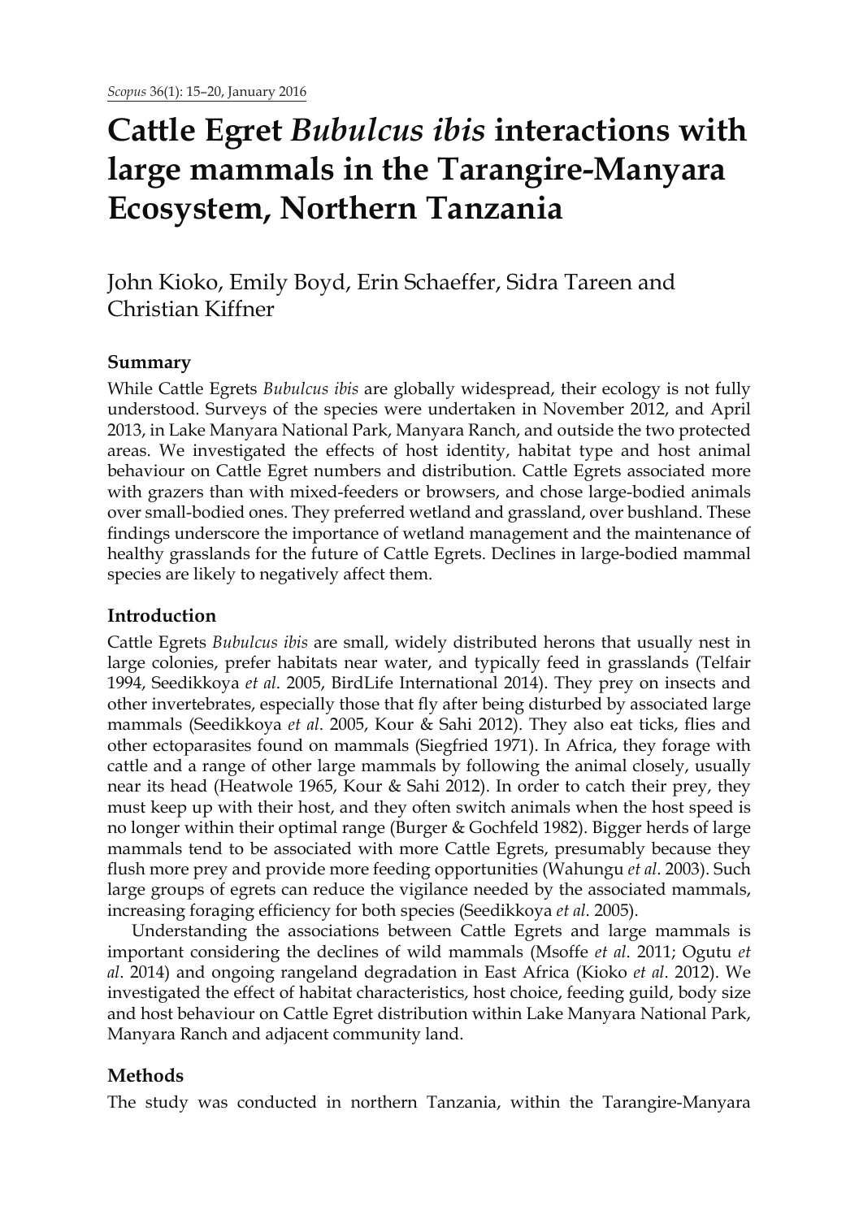# Cattle Egret *Bubulcus ibis* interactions with large mammals in the Tarangire-Manyara Ecosystem, Northern Tanzania

John Kioko, Emily Boyd, Erin Schaeffer, Sidra Tareen and Christian Kiffner

## Summary

While Cattle Egrets *Bubulcus ibis* are globally widespread, their ecology is not fully understood. Surveys of the species were undertaken in November 2012, and April 2013, in Lake Manyara National Park, Manyara Ranch, and outside the two protected areas. We investigated the effects of host identity, habitat type and host animal behaviour on Cattle Egret numbers and distribution. Cattle Egrets associated more with grazers than with mixed-feeders or browsers, and chose large-bodied animals over small-bodied ones. They preferred wetland and grassland, over bushland. These findings underscore the importance of wetland management and the maintenance of healthy grasslands for the future of Cattle Egrets. Declines in large-bodied mammal species are likely to negatively affect them.

## Introduction

Cattle Egrets *Bubulcus ibis* are small, widely distributed herons that usually nest in large colonies, prefer habitats near water, and typically feed in grasslands (Telfair 1994, Seedikkoya *et al*. 2005, BirdLife International 2014). They prey on insects and other invertebrates, especially those that fly after being disturbed by associated large mammals (Seedikkoya *et al*. 2005, Kour & Sahi 2012). They also eat ticks, flies and other ectoparasites found on mammals (Siegfried 1971). In Africa, they forage with cattle and a range of other large mammals by following the animal closely, usually near its head (Heatwole 1965, Kour & Sahi 2012). In order to catch their prey, they must keep up with their host, and they often switch animals when the host speed is no longer within their optimal range (Burger & Gochfeld 1982). Bigger herds of large mammals tend to be associated with more Cattle Egrets, presumably because they flush more prey and provide more feeding opportunities (Wahungu *et al*. 2003). Such large groups of egrets can reduce the vigilance needed by the associated mammals, increasing foraging efficiency for both species (Seedikkoya *et al*. 2005).

Understanding the associations between Cattle Egrets and large mammals is important considering the declines of wild mammals (Msoffe *et al*. 2011; Ogutu *et al*. 2014) and ongoing rangeland degradation in East Africa (Kioko *et al*. 2012). We investigated the effect of habitat characteristics, host choice, feeding guild, body size and host behaviour on Cattle Egret distribution within Lake Manyara National Park, Manyara Ranch and adjacent community land.

## Methods

The study was conducted in northern Tanzania, within the Tarangire-Manyara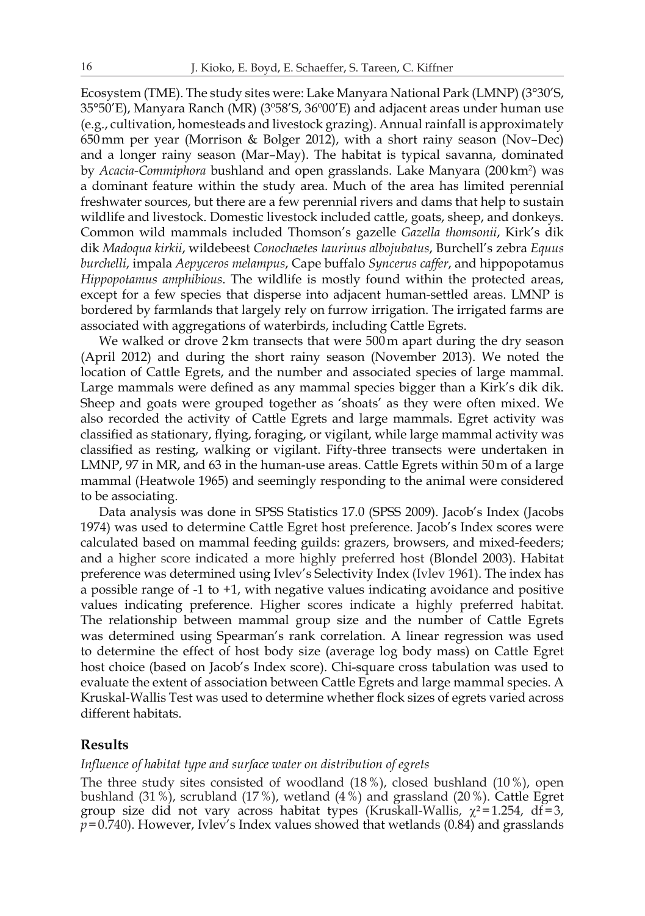Ecosystem (TME). The study sites were: Lake Manyara National Park (LMNP) (3°30'S, 35°50'E), Manyara Ranch (MR) (3º58'S, 36º00'E) and adjacent areas under human use (e.g., cultivation, homesteads and livestock grazing). Annual rainfall is approximately 650 mm per year (Morrison & Bolger 2012), with a short rainy season (Nov–Dec) and a longer rainy season (Mar–May). The habitat is typical savanna, dominated by *Acacia-Commiphora* bushland and open grasslands. Lake Manyara (200 km$^2$) was a dominant feature within the study area. Much of the area has limited perennial freshwater sources, but there are a few perennial rivers and dams that help to sustain wildlife and livestock. Domestic livestock included cattle, goats, sheep, and donkeys. Common wild mammals included Thomson's gazelle *Gazella thomsonii*, Kirk's dik dik *Madoqua kirkii*, wildebeest *Conochaetes taurinus albojubatus*, Burchell's zebra *Equus burchelli*, impala *Aepyceros melampus*, Cape buffalo *Syncerus caffer*, and hippopotamus *Hippopotamus amphibious*. The wildlife is mostly found within the protected areas, except for a few species that disperse into adjacent human-settled areas. LMNP is bordered by farmlands that largely rely on furrow irrigation. The irrigated farms are associated with aggregations of waterbirds, including Cattle Egrets.

We walked or drove 2 km transects that were 500 m apart during the dry season (April 2012) and during the short rainy season (November 2013). We noted the location of Cattle Egrets, and the number and associated species of large mammal. Large mammals were defined as any mammal species bigger than a Kirk's dik dik. Sheep and goats were grouped together as 'shoats' as they were often mixed. We also recorded the activity of Cattle Egrets and large mammals. Egret activity was classified as stationary, flying, foraging, or vigilant, while large mammal activity was classified as resting, walking or vigilant. Fifty-three transects were undertaken in LMNP, 97 in MR, and 63 in the human-use areas. Cattle Egrets within 50 m of a large mammal (Heatwole 1965) and seemingly responding to the animal were considered to be associating.

Data analysis was done in SPSS Statistics 17.0 (SPSS 2009). Jacob's Index (Jacobs 1974) was used to determine Cattle Egret host preference. Jacob's Index scores were calculated based on mammal feeding guilds: grazers, browsers, and mixed-feeders; and a higher score indicated a more highly preferred host (Blondel 2003). Habitat preference was determined using Ivlev's Selectivity Index (Ivlev 1961). The index has a possible range of -1 to +1, with negative values indicating avoidance and positive values indicating preference. Higher scores indicate a highly preferred habitat. The relationship between mammal group size and the number of Cattle Egrets was determined using Spearman's rank correlation. A linear regression was used to determine the effect of host body size (average log body mass) on Cattle Egret host choice (based on Jacob's Index score). Chi-square cross tabulation was used to evaluate the extent of association between Cattle Egrets and large mammal species. A Kruskal-Wallis Test was used to determine whether flock sizes of egrets varied across different habitats.

## Results

*Influence of habitat type and surface water on distribution of egrets*

The three study sites consisted of woodland (18 %), closed bushland (10 %), open bushland (31 %), scrubland (17 %), wetland (4 %) and grassland (20 %). Cattle Egret group size did not vary across habitat types (Kruskall-Wallis, $\chi^2 = 1.254$, df = 3, $p = 0.740$). However, Ivlev's Index values showed that wetlands (0.84) and grasslands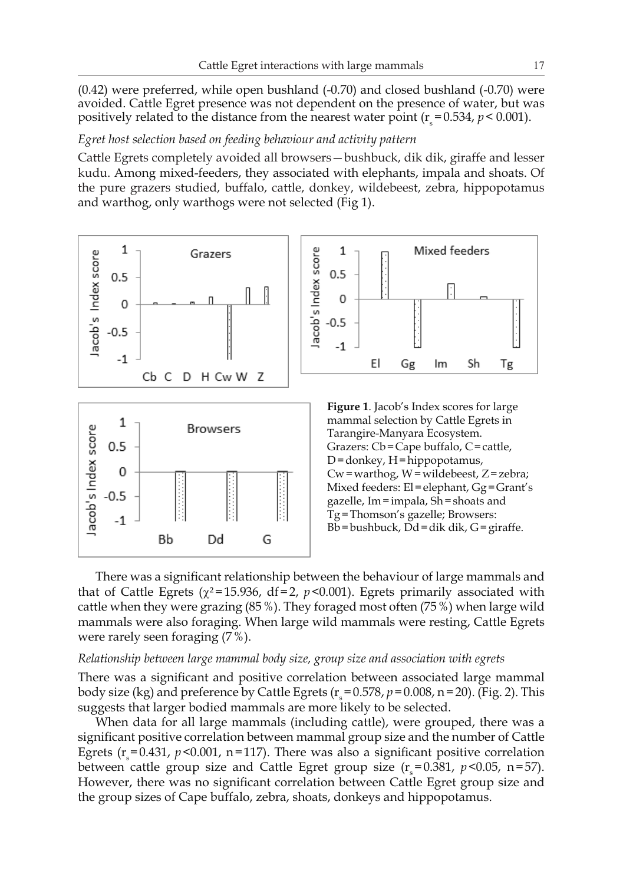(0.42) were preferred, while open bushland (-0.70) and closed bushland (-0.70) were avoided. Cattle Egret presence was not dependent on the presence of water, but was positively related to the distance from the nearest water point ($r_s = 0.534$, $p < 0.001$).

*Egret host selection based on feeding behaviour and activity pattern*

Cattle Egrets completely avoided all browsers—bushbuck, dik dik, giraffe and lesser kudu. Among mixed-feeders, they associated with elephants, impala and shoats. Of the pure grazers studied, buffalo, cattle, donkey, wildebeest, zebra, hippopotamus and warthog, only warthogs were not selected (Fig 1).

**Figure 1**. Jacob's Index scores for large mammal selection by Cattle Egrets in Tarangire-Manyara Ecosystem. Grazers: Cb = Cape buffalo, C = cattle, D = donkey, H = hippopotamus, Cw = warthog, W = wildebeest, Z = zebra; Mixed feeders: El = elephant, Gg = Grant's gazelle, Im = impala, Sh = shoats and Tg = Thomson's gazelle; Browsers: Bb = bushbuck, Dd = dik dik, G = giraffe.

There was a significant relationship between the behaviour of large mammals and that of Cattle Egrets ($\chi^2 = 15.936$, df = 2, $p < 0.001$). Egrets primarily associated with cattle when they were grazing (85 %). They foraged most often (75 %) when large wild mammals were also foraging. When large wild mammals were resting, Cattle Egrets were rarely seen foraging (7 %).

*Relationship between large mammal body size, group size and association with egrets*

There was a significant and positive correlation between associated large mammal body size (kg) and preference by Cattle Egrets ($r_s = 0.578$, $p = 0.008$, n = 20). (Fig. 2). This suggests that larger bodied mammals are more likely to be selected.

When data for all large mammals (including cattle), were grouped, there was a significant positive correlation between mammal group size and the number of Cattle Egrets ($r_s = 0.431$, $p < 0.001$, n = 117). There was also a significant positive correlation between cattle group size and Cattle Egret group size ($r_s = 0.381$, $p < 0.05$, n = 57). However, there was no significant correlation between Cattle Egret group size and the group sizes of Cape buffalo, zebra, shoats, donkeys and hippopotamus.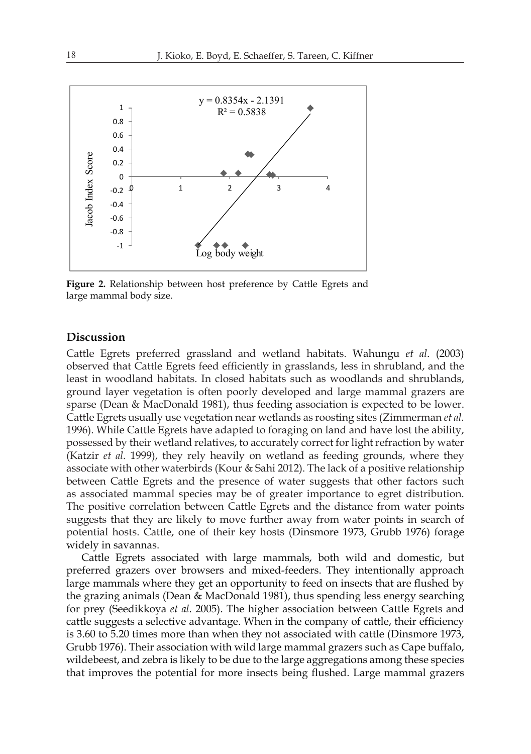**Figure 2.** Relationship between host preference by Cattle Egrets and large mammal body size.

## Discussion

Cattle Egrets preferred grassland and wetland habitats. Wahungu *et al*. (2003) observed that Cattle Egrets feed efficiently in grasslands, less in shrubland, and the least in woodland habitats. In closed habitats such as woodlands and shrublands, ground layer vegetation is often poorly developed and large mammal grazers are sparse (Dean & MacDonald 1981), thus feeding association is expected to be lower. Cattle Egrets usually use vegetation near wetlands as roosting sites (Zimmerman *et al.* 1996). While Cattle Egrets have adapted to foraging on land and have lost the ability, possessed by their wetland relatives, to accurately correct for light refraction by water (Katzir *et al.* 1999), they rely heavily on wetland as feeding grounds, where they associate with other waterbirds (Kour & Sahi 2012). The lack of a positive relationship between Cattle Egrets and the presence of water suggests that other factors such as associated mammal species may be of greater importance to egret distribution. The positive correlation between Cattle Egrets and the distance from water points suggests that they are likely to move further away from water points in search of potential hosts. Cattle, one of their key hosts (Dinsmore 1973, Grubb 1976) forage widely in savannas.

Cattle Egrets associated with large mammals, both wild and domestic, but preferred grazers over browsers and mixed-feeders. They intentionally approach large mammals where they get an opportunity to feed on insects that are flushed by the grazing animals (Dean & MacDonald 1981), thus spending less energy searching for prey (Seedikkoya *et al*. 2005). The higher association between Cattle Egrets and cattle suggests a selective advantage. When in the company of cattle, their efficiency is 3.60 to 5.20 times more than when they not associated with cattle (Dinsmore 1973, Grubb 1976). Their association with wild large mammal grazers such as Cape buffalo, wildebeest, and zebra is likely to be due to the large aggregations among these species that improves the potential for more insects being flushed. Large mammal grazers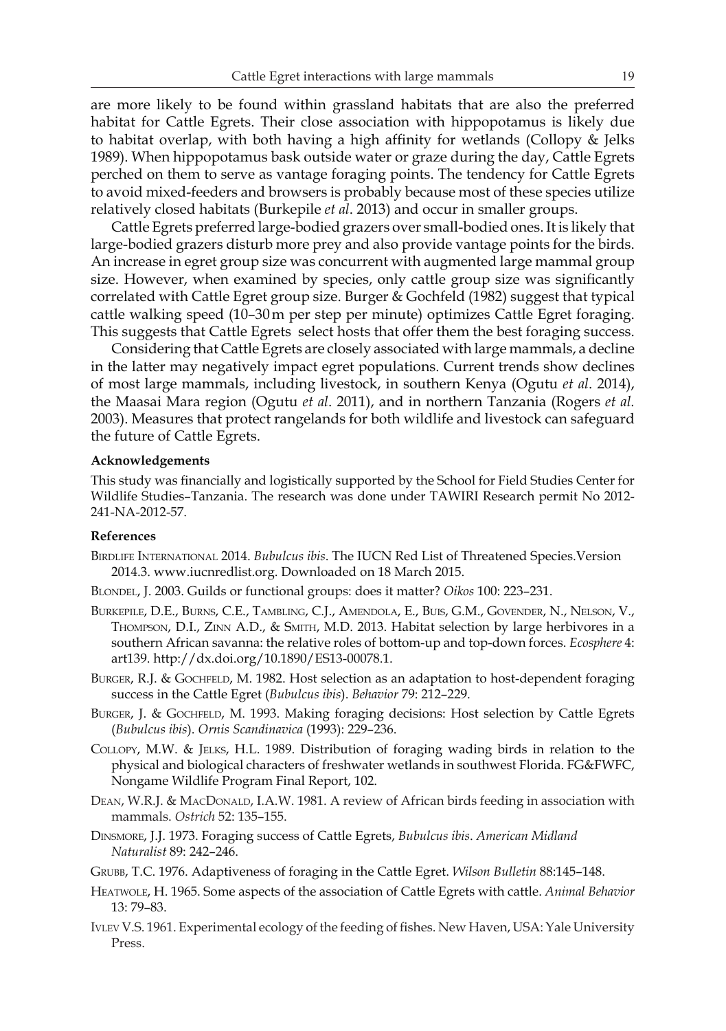are more likely to be found within grassland habitats that are also the preferred habitat for Cattle Egrets. Their close association with hippopotamus is likely due to habitat overlap, with both having a high affinity for wetlands (Collopy & Jelks 1989). When hippopotamus bask outside water or graze during the day, Cattle Egrets perched on them to serve as vantage foraging points. The tendency for Cattle Egrets to avoid mixed-feeders and browsers is probably because most of these species utilize relatively closed habitats (Burkepile *et al*. 2013) and occur in smaller groups.

Cattle Egrets preferred large-bodied grazers over small-bodied ones. It is likely that large-bodied grazers disturb more prey and also provide vantage points for the birds. An increase in egret group size was concurrent with augmented large mammal group size. However, when examined by species, only cattle group size was significantly correlated with Cattle Egret group size. Burger & Gochfeld (1982) suggest that typical cattle walking speed (10–30 m per step per minute) optimizes Cattle Egret foraging. This suggests that Cattle Egrets select hosts that offer them the best foraging success.

Considering that Cattle Egrets are closely associated with large mammals, a decline in the latter may negatively impact egret populations. Current trends show declines of most large mammals, including livestock, in southern Kenya (Ogutu *et al*. 2014), the Maasai Mara region (Ogutu *et al*. 2011), and in northern Tanzania (Rogers *et al.* 2003). Measures that protect rangelands for both wildlife and livestock can safeguard the future of Cattle Egrets.

#### Acknowledgements

This study was financially and logistically supported by the School for Field Studies Center for Wildlife Studies–Tanzania. The research was done under TAWIRI Research permit No 2012-241-NA-2012-57.

#### References

Birdlife International 2014. *Bubulcus ibis*. The IUCN Red List of Threatened Species.Version 2014.3. www.iucnredlist.org. Downloaded on 18 March 2015.

Blondel, J. 2003. Guilds or functional groups: does it matter? *Oikos* 100: 223–231.

Burkepile, D.E., Burns, C.E., Tambling, C.J., Amendola, E., Buis, G.M., Govender, N., Nelson, V., Thompson, D.I., Zinn A.D., & Smith, M.D. 2013. Habitat selection by large herbivores in a southern African savanna: the relative roles of bottom-up and top-down forces. *Ecosphere* 4: art139. http://dx.doi.org/10.1890/ES13-00078.1.

Burger, R.J. & Gochfeld, M. 1982. Host selection as an adaptation to host-dependent foraging success in the Cattle Egret (*Bubulcus ibis*). *Behavior* 79: 212–229.

Burger, J. & Gochfeld, M. 1993. Making foraging decisions: Host selection by Cattle Egrets (*Bubulcus ibis*). *Ornis Scandinavica* (1993): 229–236.

Collopy, M.W. & Jelks, H.L. 1989. Distribution of foraging wading birds in relation to the physical and biological characters of freshwater wetlands in southwest Florida. FG&FWFC, Nongame Wildlife Program Final Report, 102.

Dean, W.R.J. & MacDonald, I.A.W. 1981. A review of African birds feeding in association with mammals. *Ostrich* 52: 135–155.

Dinsmore, J.J. 1973. Foraging success of Cattle Egrets, *Bubulcus ibis*. *American Midland Naturalist* 89: 242–246.

Grubb, T.C. 1976. Adaptiveness of foraging in the Cattle Egret. *Wilson Bulletin* 88:145–148.

Heatwole, H. 1965. Some aspects of the association of Cattle Egrets with cattle. *Animal Behavior* 13: 79–83.

Ivlev V.S. 1961. Experimental ecology of the feeding of fishes. New Haven, USA: Yale University Press.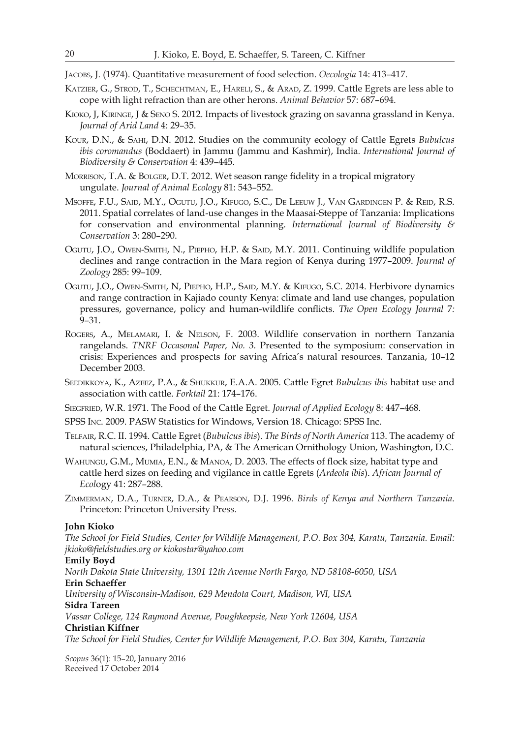Jacobs, J. (1974). Quantitative measurement of food selection. *Oecologia* 14: 413–417.

Katzier, G., Strod, T., Schechtman, E., Hareli, S., & Arad, Z. 1999. Cattle Egrets are less able to cope with light refraction than are other herons. *Animal Behavior* 57: 687–694.

Kioko, J, Kiringe, J & Seno S. 2012. Impacts of livestock grazing on savanna grassland in Kenya. *Journal of Arid Land* 4: 29–35.

Kour, D.N., & Sahi, D.N. 2012. Studies on the community ecology of Cattle Egrets *Bubulcus ibis coromandus* (Boddaert) in Jammu (Jammu and Kashmir), India. *International Journal of Biodiversity & Conservation* 4: 439–445.

Morrison, T.A. & Bolger, D.T. 2012. Wet season range fidelity in a tropical migratory ungulate. *Journal of Animal Ecology* 81: 543–552.

Msoffe, F.U., Said, M.Y., Ogutu, J.O., Kifugo, S.C., De Leeuw J., Van Gardingen P. & Reid, R.S. 2011. Spatial correlates of land-use changes in the Maasai-Steppe of Tanzania: Implications for conservation and environmental planning. *International Journal of Biodiversity & Conservation* 3: 280–290.

Ogutu, J.O., Owen-Smith, N., Piepho, H.P. & Said, M.Y. 2011. Continuing wildlife population declines and range contraction in the Mara region of Kenya during 1977–2009. *Journal of Zoology* 285: 99–109.

Ogutu, J.O., Owen-Smith, N, Piepho, H.P., Said, M.Y. & Kifugo, S.C. 2014. Herbivore dynamics and range contraction in Kajiado county Kenya: climate and land use changes, population pressures, governance, policy and human-wildlife conflicts. *The Open Ecology Journal* 7: 9–31.

Rogers, A., Melamari, I. & Nelson, F. 2003. Wildlife conservation in northern Tanzania rangelands. *TNRF Occasonal Paper, No. 3.* Presented to the symposium: conservation in crisis: Experiences and prospects for saving Africa's natural resources. Tanzania, 10–12 December 2003.

Seedikkoya, K., Azeez, P.A., & Shukkur, E.A.A. 2005. Cattle Egret *Bubulcus ibis* habitat use and association with cattle. *Forktail* 21: 174–176.

Siegfried, W.R. 1971. The Food of the Cattle Egret. *Journal of Applied Ecology* 8: 447–468.

SPSS Inc. 2009. PASW Statistics for Windows, Version 18. Chicago: SPSS Inc.

Telfair, R.C. II. 1994. Cattle Egret (*Bubulcus ibis*). *The Birds of North America* 113. The academy of natural sciences, Philadelphia, PA, & The American Ornithology Union, Washington, D.C.

Wahungu, G.M., Mumia, E.N., & Manoa, D. 2003. The effects of flock size, habitat type and cattle herd sizes on feeding and vigilance in cattle Egrets (*Ardeola ibis*). *African Journal of Ecol*ogy 41: 287–288.

Zimmerman, D.A., Turner, D.A., & Pearson, D.J. 1996. *Birds of Kenya and Northern Tanzania.* Princeton: Princeton University Press.

**John Kioko**
*The School for Field Studies, Center for Wildlife Management, P.O. Box 304, Karatu, Tanzania. Email: jkioko@fieldstudies.org or kiokostar@yahoo.com*

**Emily Boyd**
*North Dakota State University, 1301 12th Avenue North Fargo, ND 58108-6050, USA*

**Erin Schaeffer**
*University of Wisconsin-Madison, 629 Mendota Court, Madison, WI, USA*

**Sidra Tareen**
*Vassar College, 124 Raymond Avenue, Poughkeepsie, New York 12604, USA*

**Christian Kiffner**
*The School for Field Studies, Center for Wildlife Management, P.O. Box 304, Karatu, Tanzania*

Received 17 October 2014